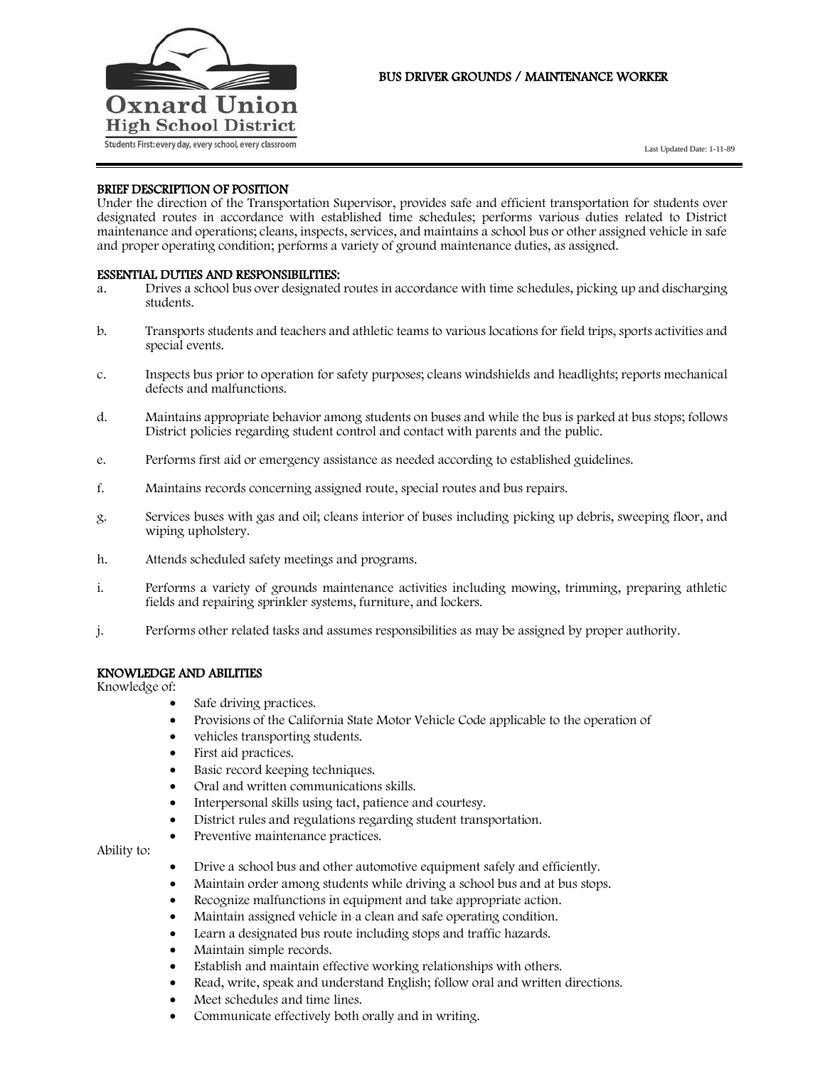Oxnard Union High School District

Students First: every day, every school, every classroom

# BUS DRIVER GROUNDS / MAINTENANCE WORKER

Last Updated Date: 1-11-89

## BRIEF DESCRIPTION OF POSITION

Under the direction of the Transportation Supervisor, provides safe and efficient transportation for students over designated routes in accordance with established time schedules; performs various duties related to District maintenance and operations; cleans, inspects, services, and maintains a school bus or other assigned vehicle in safe and proper operating condition; performs a variety of ground maintenance duties, as assigned.

## ESSENTIAL DUTIES AND RESPONSIBILITIES:

a. Drives a school bus over designated routes in accordance with time schedules, picking up and discharging students.

b. Transports students and teachers and athletic teams to various locations for field trips, sports activities and special events.

c. Inspects bus prior to operation for safety purposes; cleans windshields and headlights; reports mechanical defects and malfunctions.

d. Maintains appropriate behavior among students on buses and while the bus is parked at bus stops; follows District policies regarding student control and contact with parents and the public.

e. Performs first aid or emergency assistance as needed according to established guidelines.

f. Maintains records concerning assigned route, special routes and bus repairs.

g. Services buses with gas and oil; cleans interior of buses including picking up debris, sweeping floor, and wiping upholstery.

h. Attends scheduled safety meetings and programs.

i. Performs a variety of grounds maintenance activities including mowing, trimming, preparing athletic fields and repairing sprinkler systems, furniture, and lockers.

j. Performs other related tasks and assumes responsibilities as may be assigned by proper authority.

## KNOWLEDGE AND ABILITIES

Knowledge of:

- Safe driving practices.
- Provisions of the California State Motor Vehicle Code applicable to the operation of
- vehicles transporting students.
- First aid practices.
- Basic record keeping techniques.
- Oral and written communications skills.
- Interpersonal skills using tact, patience and courtesy.
- District rules and regulations regarding student transportation.
- Preventive maintenance practices.

Ability to:

- Drive a school bus and other automotive equipment safely and efficiently.
- Maintain order among students while driving a school bus and at bus stops.
- Recognize malfunctions in equipment and take appropriate action.
- Maintain assigned vehicle in a clean and safe operating condition.
- Learn a designated bus route including stops and traffic hazards.
- Maintain simple records.
- Establish and maintain effective working relationships with others.
- Read, write, speak and understand English; follow oral and written directions.
- Meet schedules and time lines.
- Communicate effectively both orally and in writing.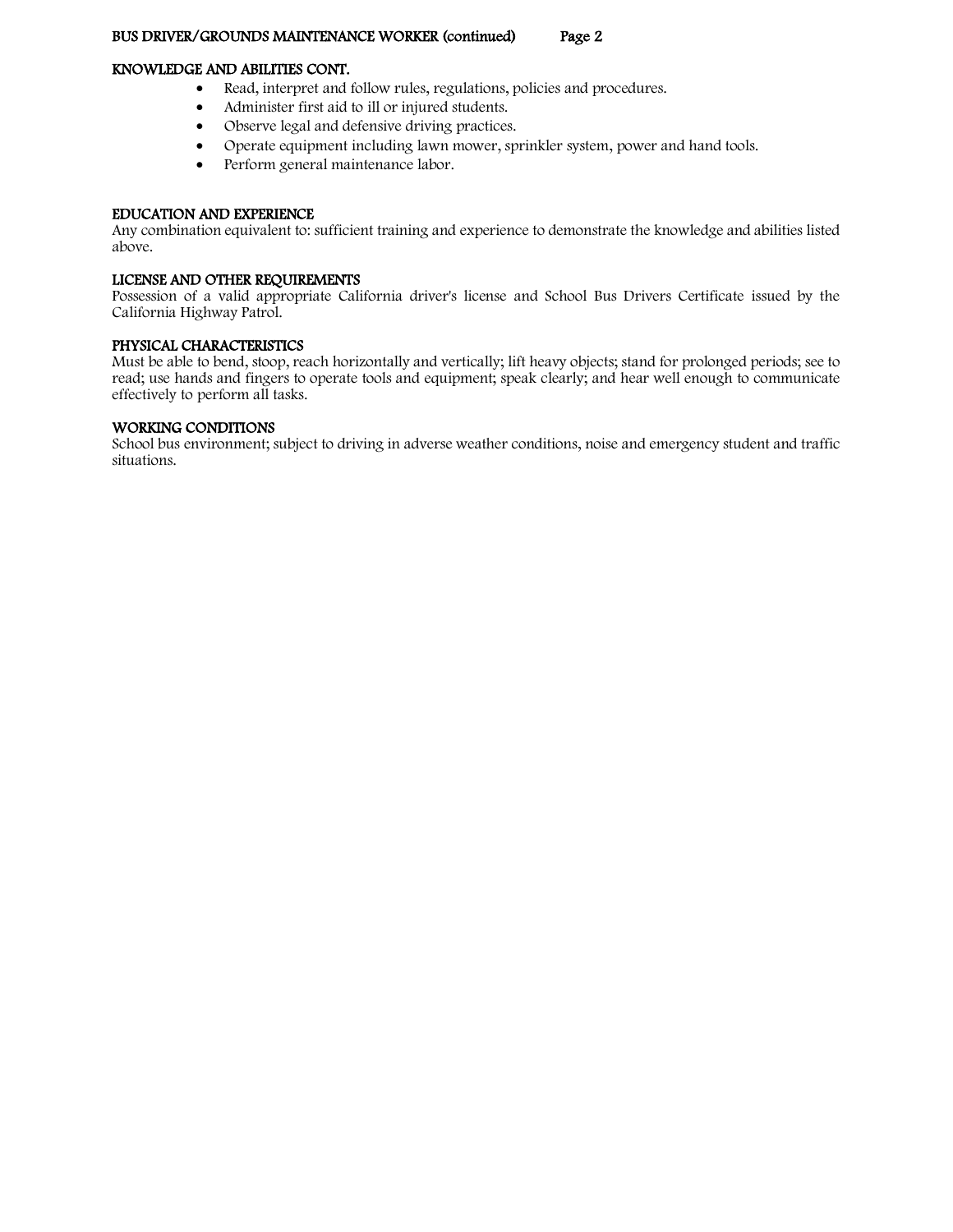## KNOWLEDGE AND ABILITIES CONT.

- Read, interpret and follow rules, regulations, policies and procedures.
- Administer first aid to ill or injured students.
- Observe legal and defensive driving practices.
- Operate equipment including lawn mower, sprinkler system, power and hand tools.
- Perform general maintenance labor.

## EDUCATION AND EXPERIENCE

Any combination equivalent to: sufficient training and experience to demonstrate the knowledge and abilities listed above.

## LICENSE AND OTHER REQUIREMENTS

Possession of a valid appropriate California driver's license and School Bus Drivers Certificate issued by the California Highway Patrol.

## PHYSICAL CHARACTERISTICS

Must be able to bend, stoop, reach horizontally and vertically; lift heavy objects; stand for prolonged periods; see to read; use hands and fingers to operate tools and equipment; speak clearly; and hear well enough to communicate effectively to perform all tasks.

## WORKING CONDITIONS

School bus environment; subject to driving in adverse weather conditions, noise and emergency student and traffic situations.